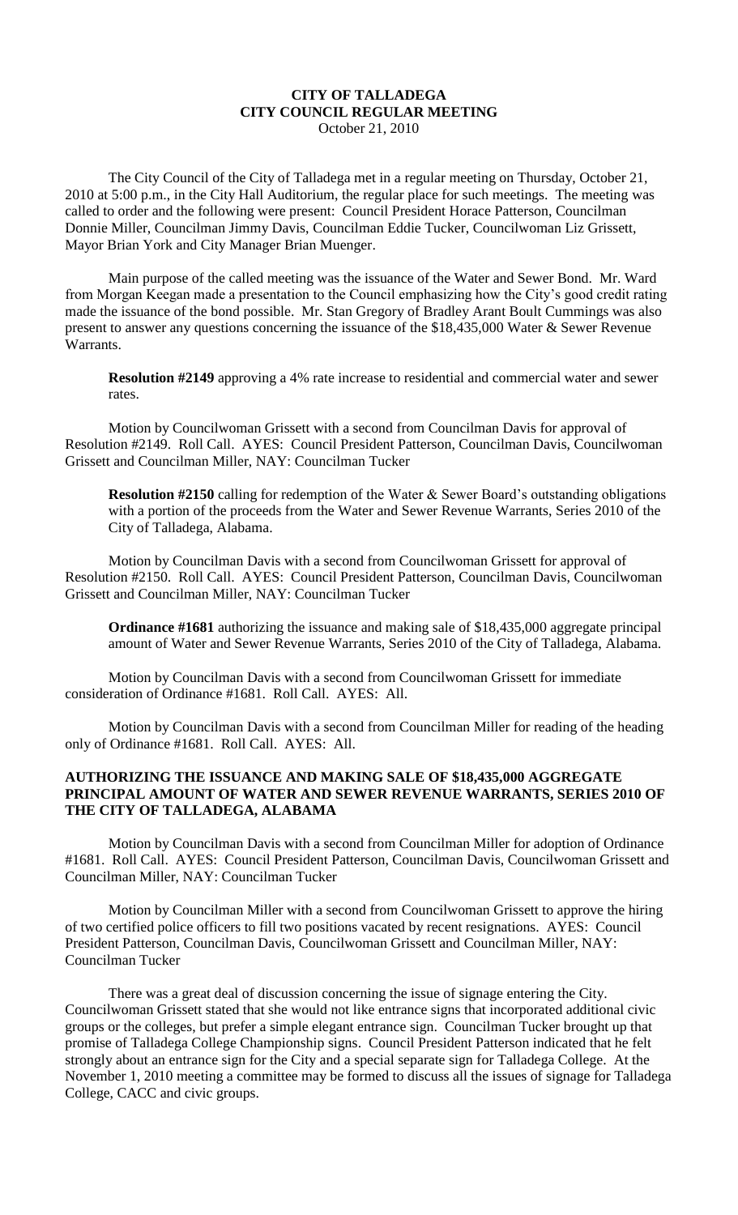# CITY OF TALLADEGA
## CITY COUNCIL REGULAR MEETING
October 21, 2010

The City Council of the City of Talladega met in a regular meeting on Thursday, October 21, 2010 at 5:00 p.m., in the City Hall Auditorium, the regular place for such meetings. The meeting was called to order and the following were present: Council President Horace Patterson, Councilman Donnie Miller, Councilman Jimmy Davis, Councilman Eddie Tucker, Councilwoman Liz Grissett, Mayor Brian York and City Manager Brian Muenger.

Main purpose of the called meeting was the issuance of the Water and Sewer Bond. Mr. Ward from Morgan Keegan made a presentation to the Council emphasizing how the City's good credit rating made the issuance of the bond possible. Mr. Stan Gregory of Bradley Arant Boult Cummings was also present to answer any questions concerning the issuance of the $18,435,000 Water & Sewer Revenue Warrants.

**Resolution #2149** approving a 4% rate increase to residential and commercial water and sewer rates.

Motion by Councilwoman Grissett with a second from Councilman Davis for approval of Resolution #2149. Roll Call. AYES: Council President Patterson, Councilman Davis, Councilwoman Grissett and Councilman Miller, NAY: Councilman Tucker

**Resolution #2150** calling for redemption of the Water & Sewer Board's outstanding obligations with a portion of the proceeds from the Water and Sewer Revenue Warrants, Series 2010 of the City of Talladega, Alabama.

Motion by Councilman Davis with a second from Councilwoman Grissett for approval of Resolution #2150. Roll Call. AYES: Council President Patterson, Councilman Davis, Councilwoman Grissett and Councilman Miller, NAY: Councilman Tucker

**Ordinance #1681** authorizing the issuance and making sale of $18,435,000 aggregate principal amount of Water and Sewer Revenue Warrants, Series 2010 of the City of Talladega, Alabama.

Motion by Councilman Davis with a second from Councilwoman Grissett for immediate consideration of Ordinance #1681. Roll Call. AYES: All.

Motion by Councilman Davis with a second from Councilman Miller for reading of the heading only of Ordinance #1681. Roll Call. AYES: All.

**AUTHORIZING THE ISSUANCE AND MAKING SALE OF $18,435,000 AGGREGATE PRINCIPAL AMOUNT OF WATER AND SEWER REVENUE WARRANTS, SERIES 2010 OF THE CITY OF TALLADEGA, ALABAMA**

Motion by Councilman Davis with a second from Councilman Miller for adoption of Ordinance #1681. Roll Call. AYES: Council President Patterson, Councilman Davis, Councilwoman Grissett and Councilman Miller, NAY: Councilman Tucker

Motion by Councilman Miller with a second from Councilwoman Grissett to approve the hiring of two certified police officers to fill two positions vacated by recent resignations. AYES: Council President Patterson, Councilman Davis, Councilwoman Grissett and Councilman Miller, NAY: Councilman Tucker

There was a great deal of discussion concerning the issue of signage entering the City. Councilwoman Grissett stated that she would not like entrance signs that incorporated additional civic groups or the colleges, but prefer a simple elegant entrance sign. Councilman Tucker brought up that promise of Talladega College Championship signs. Council President Patterson indicated that he felt strongly about an entrance sign for the City and a special separate sign for Talladega College. At the November 1, 2010 meeting a committee may be formed to discuss all the issues of signage for Talladega College, CACC and civic groups.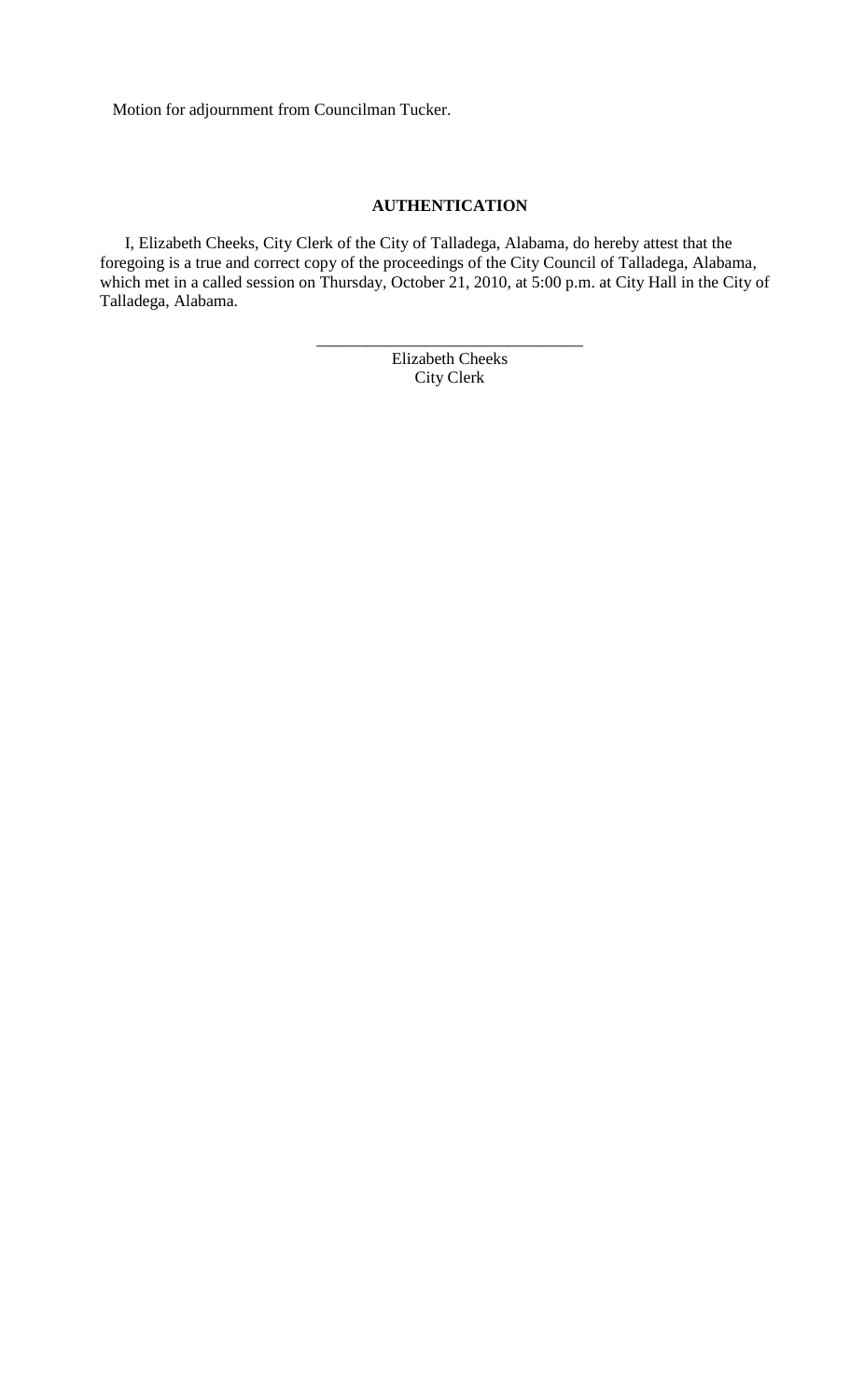Motion for adjournment from Councilman Tucker.

**AUTHENTICATION**

I, Elizabeth Cheeks, City Clerk of the City of Talladega, Alabama, do hereby attest that the foregoing is a true and correct copy of the proceedings of the City Council of Talladega, Alabama, which met in a called session on Thursday, October 21, 2010, at 5:00 p.m. at City Hall in the City of Talladega, Alabama.

\_\_\_\_\_\_\_\_\_\_\_\_\_\_\_\_\_\_\_\_\_\_\_\_\_\_\_\_\_\_\_\_

Elizabeth Cheeks
City Clerk